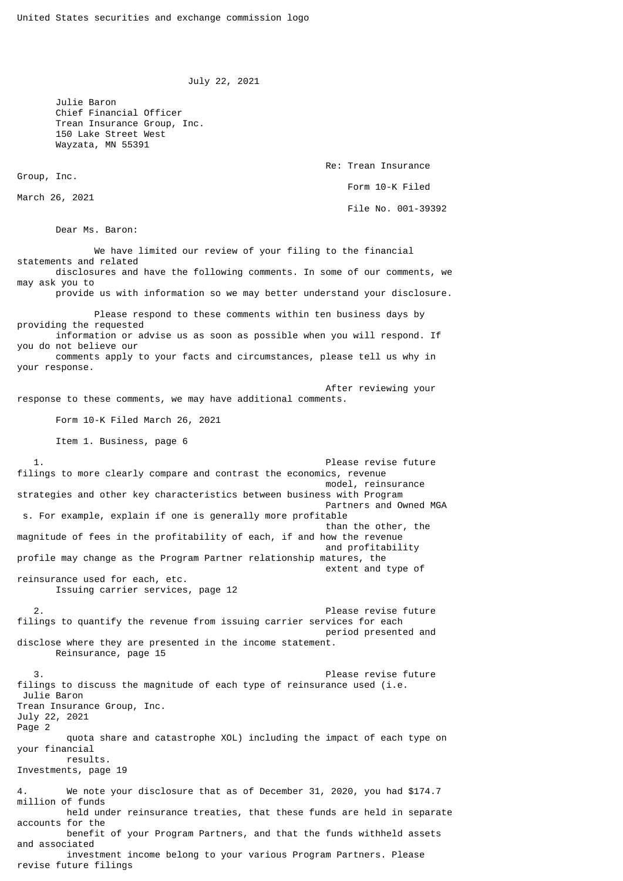United States securities and exchange commission logo

July 22, 2021

Julie Baron
Chief Financial Officer
Trean Insurance Group, Inc.
150 Lake Street West
Wayzata, MN 55391

Re: Trean Insurance Group, Inc.
Form 10-K Filed March 26, 2021
File No. 001-39392

Dear Ms. Baron:

We have limited our review of your filing to the financial statements and related disclosures and have the following comments. In some of our comments, we may ask you to provide us with information so we may better understand your disclosure.

Please respond to these comments within ten business days by providing the requested information or advise us as soon as possible when you will respond. If you do not believe our comments apply to your facts and circumstances, please tell us why in your response.

After reviewing your response to these comments, we may have additional comments.

Form 10-K Filed March 26, 2021

Item 1. Business, page 6

1. Please revise future filings to more clearly compare and contrast the economics, revenue model, reinsurance strategies and other key characteristics between business with Program Partners and Owned MGAs. For example, explain if one is generally more profitable than the other, the magnitude of fees in the profitability of each, if and how the revenue and profitability profile may change as the Program Partner relationship matures, the extent and type of reinsurance used for each, etc.

Issuing carrier services, page 12

2. Please revise future filings to quantify the revenue from issuing carrier services for each period presented and disclose where they are presented in the income statement.

Reinsurance, page 15

3. Please revise future filings to discuss the magnitude of each type of reinsurance used (i.e. quota share and catastrophe XOL) including the impact of each type on your financial results.

Investments, page 19

4. We note your disclosure that as of December 31, 2020, you had $174.7 million of funds held under reinsurance treaties, that these funds are held in separate accounts for the benefit of your Program Partners, and that the funds withheld assets and associated investment income belong to your various Program Partners. Please revise future filings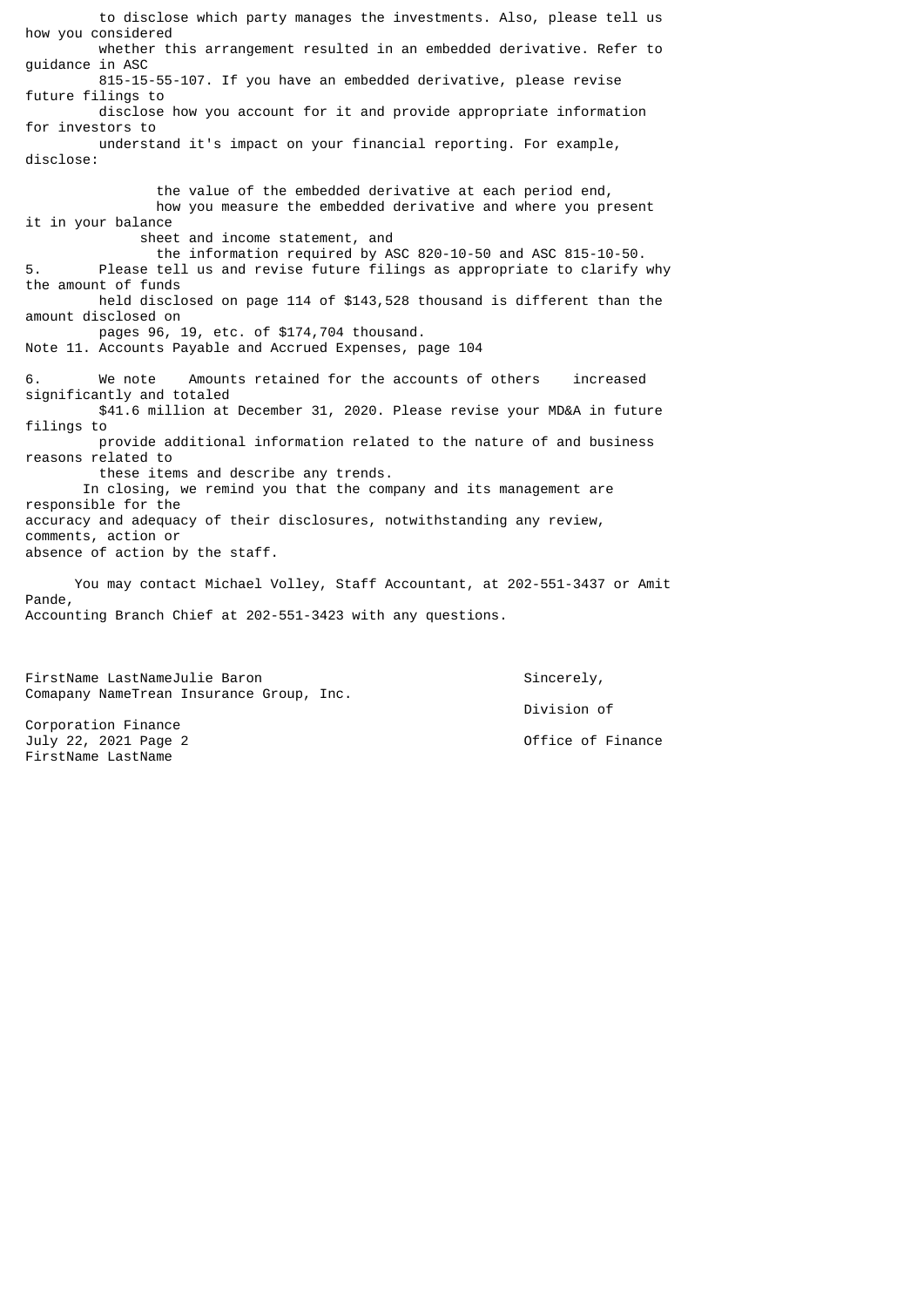to disclose which party manages the investments. Also, please tell us how you considered whether this arrangement resulted in an embedded derivative. Refer to guidance in ASC 815-15-55-107. If you have an embedded derivative, please revise future filings to disclose how you account for it and provide appropriate information for investors to understand it's impact on your financial reporting. For example, disclose:

- the value of the embedded derivative at each period end,
- how you measure the embedded derivative and where you present it in your balance sheet and income statement, and
- the information required by ASC 820-10-50 and ASC 815-10-50.

5. Please tell us and revise future filings as appropriate to clarify why the amount of funds held disclosed on page 114 of $143,528 thousand is different than the amount disclosed on pages 96, 19, etc. of $174,704 thousand.

Note 11. Accounts Payable and Accrued Expenses, page 104

6. We note Amounts retained for the accounts of others increased significantly and totaled $41.6 million at December 31, 2020. Please revise your MD&A in future filings to provide additional information related to the nature of and business reasons related to these items and describe any trends.

In closing, we remind you that the company and its management are responsible for the accuracy and adequacy of their disclosures, notwithstanding any review, comments, action or absence of action by the staff.

You may contact Michael Volley, Staff Accountant, at 202-551-3437 or Amit Pande, Accounting Branch Chief at 202-551-3423 with any questions.

Sincerely,

Division of Corporation Finance
Office of Finance

FirstName LastNameJulie Baron
Comapany NameTrean Insurance Group, Inc.
July 22, 2021 Page 2
FirstName LastName